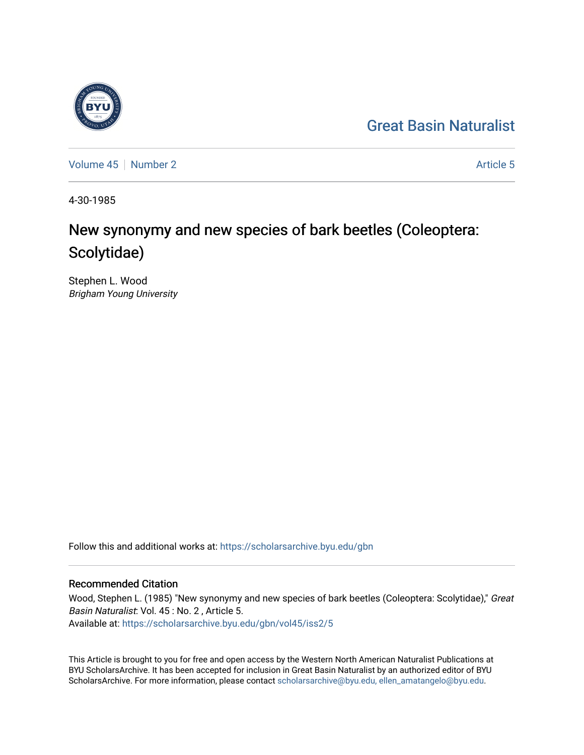Great Basin Naturalist

Volume 45 | Number 2

Article 5

4-30-1985

# New synonymy and new species of bark beetles (Coleoptera: Scolytidae)

Stephen L. Wood
*Brigham Young University*

Follow this and additional works at: https://scholarsarchive.byu.edu/gbn

## Recommended Citation

Wood, Stephen L. (1985) "New synonymy and new species of bark beetles (Coleoptera: Scolytidae)," *Great Basin Naturalist*: Vol. 45 : No. 2 , Article 5.
Available at: https://scholarsarchive.byu.edu/gbn/vol45/iss2/5

This Article is brought to you for free and open access by the Western North American Naturalist Publications at BYU ScholarsArchive. It has been accepted for inclusion in Great Basin Naturalist by an authorized editor of BYU ScholarsArchive. For more information, please contact scholarsarchive@byu.edu, ellen_amatangelo@byu.edu.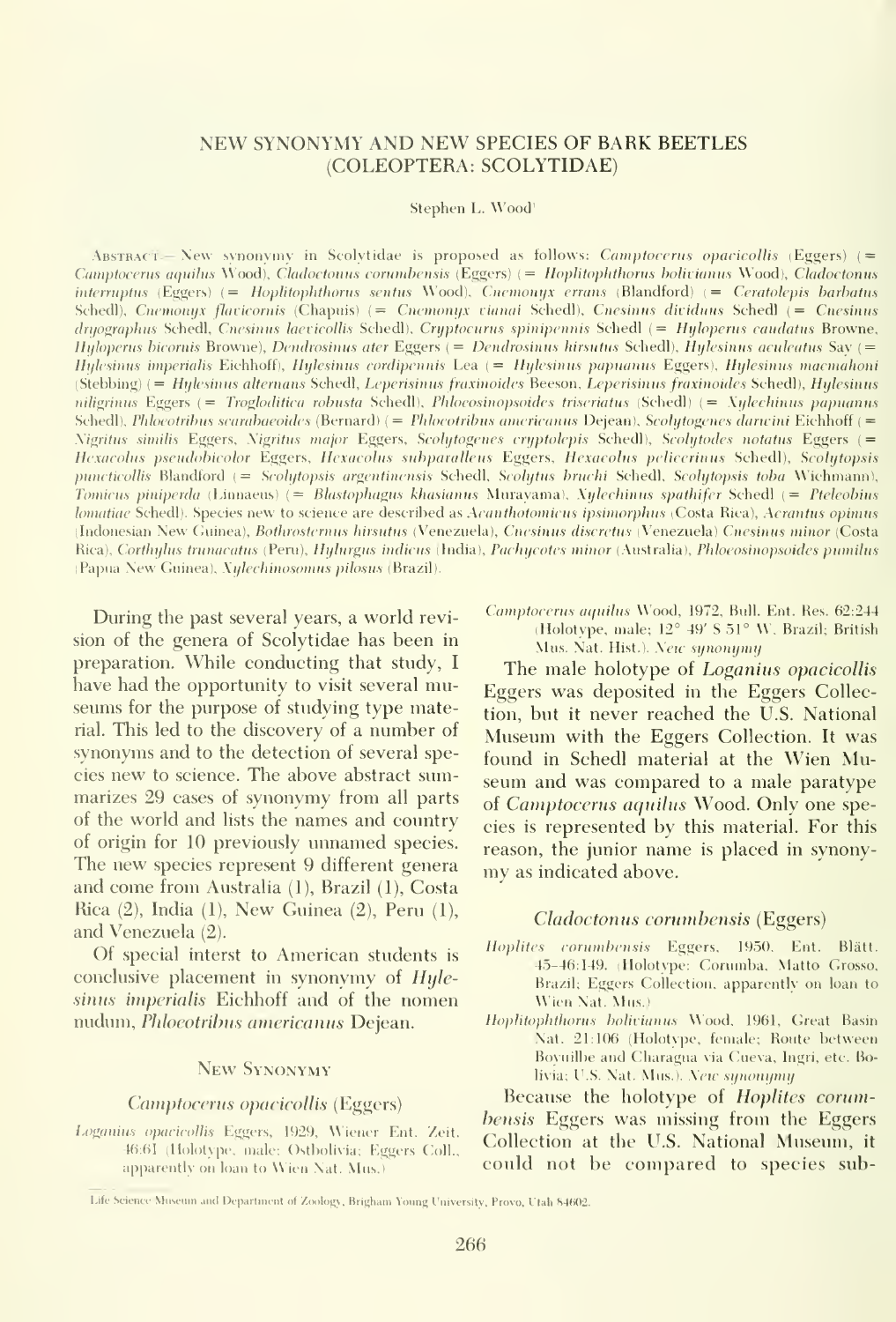# NEW SYNONYMY AND NEW SPECIES OF BARK BEETLES (COLEOPTERA: SCOLYTIDAE)

Stephen L. Wood[1]

ABSTRACT.— New synonymy in Scolytidae is proposed as follows: *Camptocerus opacicollis* (Eggers) (= *Camptocerus aquilus* Wood), *Cladoctonus corumbensis* (Eggers) (= *Hoplitophthorus bolivianus* Wood), *Cladoctonus interruptus* (Eggers) (= *Hoplitophthorus sentus* Wood), *Cnemonyx errans* (Blandford) (= *Ceratolepis barbatus* Schedl), *Cnemonyx flavicornis* (Chapuis) (= *Cnemonyx vianai* Schedl), *Cnesinus dividuus* Schedl (= *Cnesinus dryographus* Schedl, *Cnesinus laevicollis* Schedl), *Cryptocurus spinipennis* Schedl (= *Hyloperus caudatus* Browne, *Hyloperus bicornis* Browne), *Dendrosinus ater* Eggers (= *Dendrosinus hirsutus* Schedl), *Hylesinus aculeatus* Say (= *Hylesinus imperialis* Eichhoff), *Hylesinus cordipennis* Lea (= *Hylesinus papuanus* Eggers), *Hylesinus macmahoni* (Stebbing) (= *Hylesinus alternans* Schedl, *Leperisinus fraxinoides* Beeson, *Leperisinus fraxinoides* Schedl), *Hylesinus niligrinus* Eggers (= *Trogloditica robusta* Schedl), *Phloeosinopsoides triseriatus* (Schedl) (= *Xylechinus papuanus* Schedl), *Phloeotribus scarabaeoides* (Bernard) (= *Phloeotribus americanus* Dejean), *Scolytogenes darwini* Eichhoff (= *Nigritus similis* Eggers, *Nigritus major* Eggers, *Scolytogenes cryptolepis* Schedl), *Scolytodes notatus* Eggers (= *Hexacolus pseudobicolor* Eggers, *Hexacolus subparalleus* Eggers, *Hexacolus peliocerinus* Schedl), *Scolytopsis puncticollis* Blandford (= *Scolytopsis argentinensis* Schedl, *Scolytus bruchi* Schedl, *Scolytopsis toba* Wichmann), *Tomicus piniperda* (Linnaeus) (= *Blastophagus khasianus* Murayama), *Xylechinus spathifer* Schedl (= *Pteleobius lomatiae* Schedl). Species new to science are described as *Acanthotomicus ipsimorphus* (Costa Rica), *Acrantus opimus* (Indonesian New Guinea), *Bothrosternus hirsutus* (Venezuela), *Cnesinus discretus* (Venezuela) *Cnesinus minor* (Costa Rica), *Corthylus truncatus* (Peru), *Hylurgus indicus* (India), *Pachycotes minor* (Australia), *Phloeosinopsoides pumilus* (Papua New Guinea), *Xylechinosomus pilosus* (Brazil).

During the past several years, a world revision of the genera of Scolytidae has been in preparation. While conducting that study, I have had the opportunity to visit several museums for the purpose of studying type material. This led to the discovery of a number of synonyms and to the detection of several species new to science. The above abstract summarizes 29 cases of synonymy from all parts of the world and lists the names and country of origin for 10 previously unnamed species. The new species represent 9 different genera and come from Australia (1), Brazil (1), Costa Rica (2), India (1), New Guinea (2), Peru (1), and Venezuela (2).

Of special interst to American students is conclusive placement in synonymy of *Hylesinus imperialis* Eichhoff and of the nomen nudum, *Phloeotribus americanus* Dejean.

## New Synonymy

### *Camptocerus opacicollis* (Eggers)

*Loganius opacicollis* Eggers, 1929, Wiener Ent. Zeit. 46:61 (Holotype, male; Ostbolivia; Eggers Coll., apparently on loan to Wien Nat. Mus.)

*Camptocerus aquilus* Wood, 1972, Bull. Ent. Res. 62:244 (Holotype, male; 12° 49′ S 51° W. Brazil; British Mus. Nat. Hist.). *New synonymy*

The male holotype of *Loganius opacicollis* Eggers was deposited in the Eggers Collection, but it never reached the U.S. National Museum with the Eggers Collection. It was found in Schedl material at the Wien Museum and was compared to a male paratype of *Camptocerus aquilus* Wood. Only one species is represented by this material. For this reason, the junior name is placed in synonymy as indicated above.

### *Cladoctonus corumbensis* (Eggers)

*Hoplites corumbensis* Eggers, 1950, Ent. Blätt. 45–46:149. (Holotype; Corumba, Matto Grosso, Brazil; Eggers Collection, apparently on loan to Wien Nat. Mus.)

*Hoplitophthorus bolivianus* Wood, 1961, Great Basin Nat. 21:106 (Holotype, female; Route between Boyuilbe and Charagua via Cueva, Ingri, etc. Bolivia; U.S. Nat. Mus.). *New synonymy*

Because the holotype of *Hoplites corumbensis* Eggers was missing from the Eggers Collection at the U.S. National Museum, it could not be compared to species sub-

[1] Life Science Museum and Department of Zoology, Brigham Young University, Provo, Utah 84602.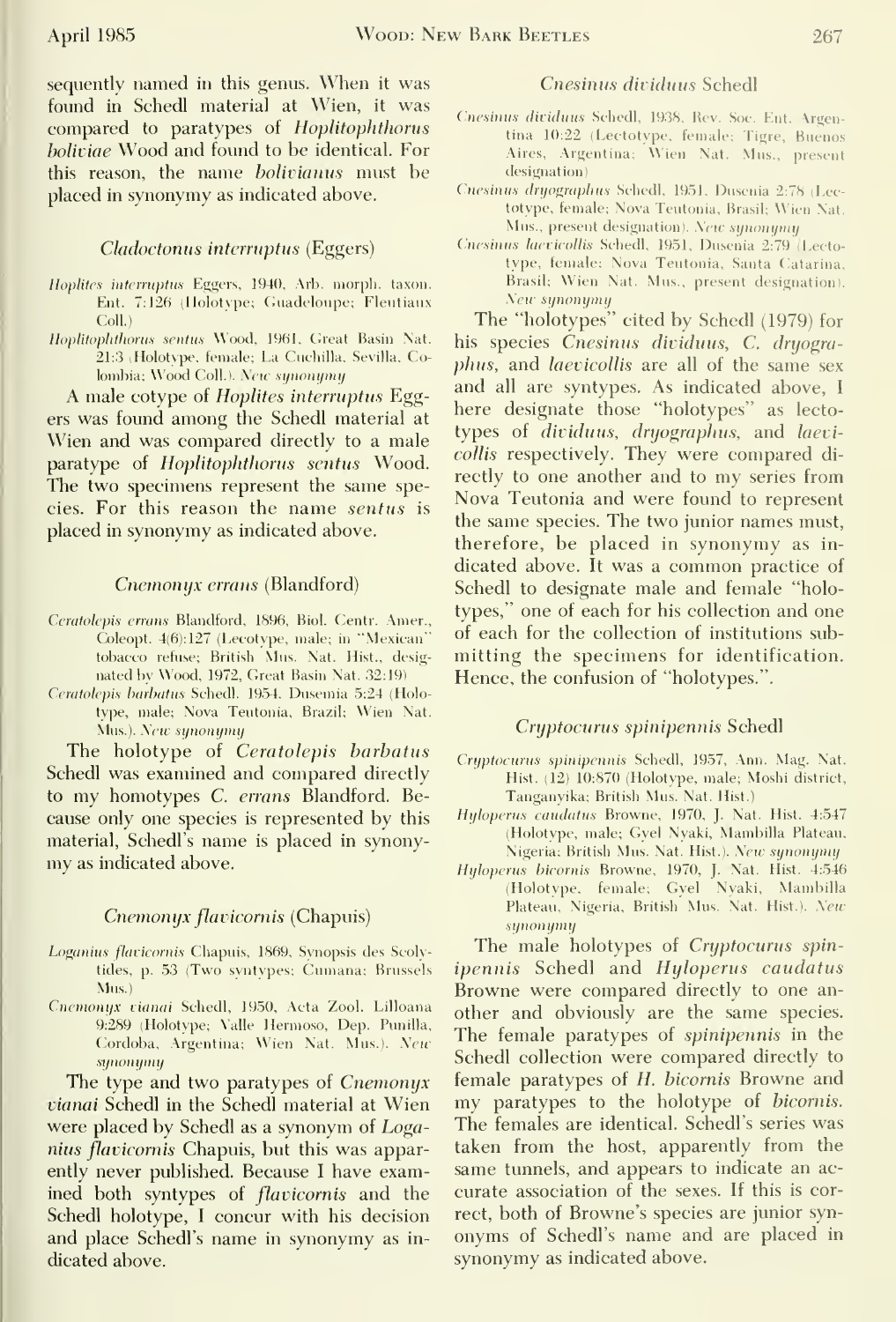sequently named in this genus. When it was found in Schedl material at Wien, it was compared to paratypes of *Hoplitophthorus boliviae* Wood and found to be identical. For this reason, the name *bolivianus* must be placed in synonymy as indicated above.

### *Cladoctonus interruptus* (Eggers)

*Hoplites interruptus* Eggers, 1940, Arb. morph. taxon. Ent. 7:126 (Holotype; Guadeloupe; Fleutiaux Coll.)

*Hoplitophthorus sentus* Wood, 1961, Great Basin Nat. 21:3 (Holotype, female; La Cuchilla, Sevilla, Colombia; Wood Coll.). *New synonymy*

A male cotype of *Hoplites interruptus* Eggers was found among the Schedl material at Wien and was compared directly to a male paratype of *Hoplitophthorus sentus* Wood. The two specimens represent the same species. For this reason the name *sentus* is placed in synonymy as indicated above.

### *Cnemonyx errans* (Blandford)

*Ceratolepis errans* Blandford, 1896, Biol. Centr. Amer., Coleopt. 4(6):127 (Lecotype, male; in "Mexican" tobacco refuse; British Mus. Nat. Hist., designated by Wood, 1972, Great Basin Nat. 32:19)

*Ceratolepis barbatus* Schedl, 1954, Dusenia 5:24 (Holotype, male; Nova Teutonia, Brazil; Wien Nat. Mus.). *New synonymy*

The holotype of *Ceratolepis barbatus* Schedl was examined and compared directly to my homotypes *C. errans* Blandford. Because only one species is represented by this material, Schedl's name is placed in synonymy as indicated above.

### *Cnemonyx flavicornis* (Chapuis)

*Loganius flavicornis* Chapuis, 1869, Synopsis des Scolytides, p. 53 (Two syntypes; Cumana; Brussels Mus.)

*Cnemonyx vianai* Schedl, 1950, Acta Zool. Lilloana 9:289 (Holotype; Valle Hermoso, Dep. Punilla, Cordoba, Argentina; Wien Nat. Mus.). *New synonymy*

The type and two paratypes of *Cnemonyx vianai* Schedl in the Schedl material at Wien were placed by Schedl as a synonym of *Loganius flavicornis* Chapuis, but this was apparently never published. Because I have examined both syntypes of *flavicornis* and the Schedl holotype, I concur with his decision and place Schedl's name in synonymy as indicated above.

### *Cnesinus dividuus* Schedl

*Cnesinus dividuus* Schedl, 1938, Rev. Soc. Ent. Argentina 10:22 (Lectotype, female; Tigre, Buenos Aires, Argentina; Wien Nat. Mus., present designation)

*Cnesinus dryographus* Schedl, 1951, Dusenia 2:78 (Lectotype, female; Nova Teutonia, Brasil; Wien Nat. Mus., present designation). *New synonymy*

*Cnesinus laevicollis* Schedl, 1951, Dusenia 2:79 (Lectotype, female; Nova Teutonia, Santa Catarina, Brasil; Wien Nat. Mus., present designation). *New synonymy*

The "holotypes" cited by Schedl (1979) for his species *Cnesinus dividuus*, *C. dryographus*, and *laevicollis* are all of the same sex and all are syntypes. As indicated above, I here designate those "holotypes" as lectotypes of *dividuus*, *dryographus*, and *laevicollis* respectively. They were compared directly to one another and to my series from Nova Teutonia and were found to represent the same species. The two junior names must, therefore, be placed in synonymy as indicated above. It was a common practice of Schedl to designate male and female "holotypes," one of each for his collection and one of each for the collection of institutions submitting the specimens for identification. Hence, the confusion of "holotypes.".

### *Cryptocurus spinipennis* Schedl

*Cryptocurus spinipennis* Schedl, 1957, Ann. Mag. Nat. Hist. (12) 10:870 (Holotype, male; Moshi district, Tanganyika; British Mus. Nat. Hist.)

*Hyloperus caudatus* Browne, 1970, J. Nat. Hist. 4:547 (Holotype, male; Gyel Nyaki, Mambilla Plateau, Nigeria; British Mus. Nat. Hist.). *New synonymy*

*Hyloperus bicornis* Browne, 1970, J. Nat. Hist. 4:546 (Holotype, female; Gyel Nyaki, Mambilla Plateau, Nigeria, British Mus. Nat. Hist.). *New synonymy*

The male holotypes of *Cryptocurus spinipennis* Schedl and *Hyloperus caudatus* Browne were compared directly to one another and obviously are the same species. The female paratypes of *spinipennis* in the Schedl collection were compared directly to female paratypes of *H. bicornis* Browne and my paratypes to the holotype of *bicornis*. The females are identical. Schedl's series was taken from the host, apparently from the same tunnels, and appears to indicate an accurate association of the sexes. If this is correct, both of Browne's species are junior synonyms of Schedl's name and are placed in synonymy as indicated above.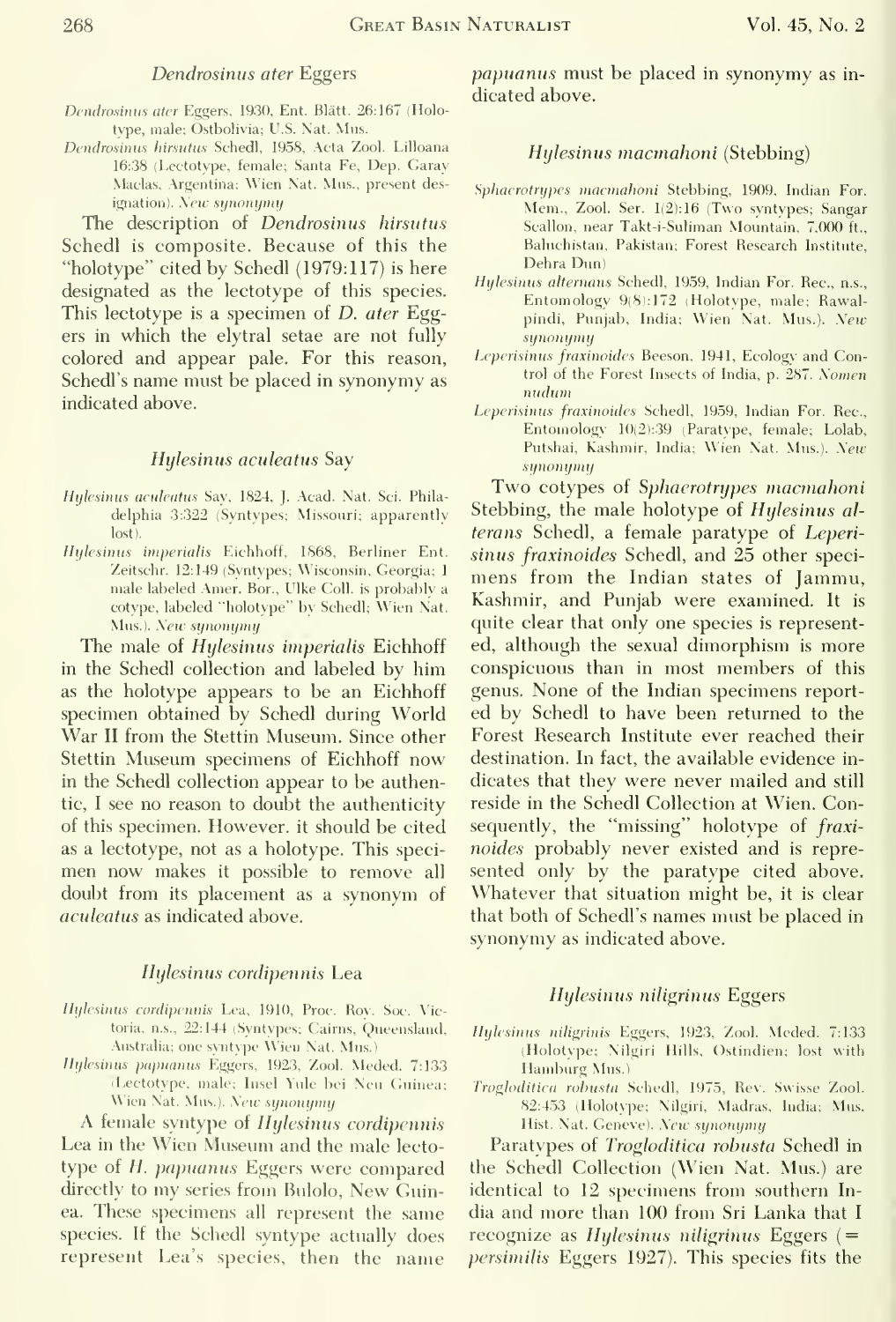### *Dendrosinus ater* Eggers

*Dendrosinus ater* Eggers, 1930, Ent. Blätt. 26:167 (Holotype, male; Ostbolivia; U.S. Nat. Mus.

*Dendrosinus hirsutus* Schedl, 1958, Acta Zool. Lilloana 16:38 (Lectotype, female; Santa Fe, Dep. Garay Maclas, Argentina; Wien Nat. Mus., present designation). *New synonymy*

The description of *Dendrosinus hirsutus* Schedl is composite. Because of this the "holotype" cited by Schedl (1979:117) is here designated as the lectotype of this species. This lectotype is a specimen of *D. ater* Eggers in which the elytral setae are not fully colored and appear pale. For this reason, Schedl's name must be placed in synonymy as indicated above.

### *Hylesinus aculeatus* Say

*Hylesinus aculeatus* Say, 1824, J. Acad. Nat. Sci. Philadelphia 3:322 (Syntypes; Missouri; apparently lost).

*Hylesinus imperialis* Eichhoff, 1868, Berliner Ent. Zeitschr. 12:149 (Syntypes; Wisconsin, Georgia; 1 male labeled Amer. Bor., Ulke Coll. is probably a cotype, labeled "holotype" by Schedl; Wien Nat. Mus.). *New synonymy*

The male of *Hylesinus imperialis* Eichhoff in the Schedl collection and labeled by him as the holotype appears to be an Eichhoff specimen obtained by Schedl during World War II from the Stettin Museum. Since other Stettin Museum specimens of Eichhoff now in the Schedl collection appear to be authentic, I see no reason to doubt the authenticity of this specimen. However, it should be cited as a lectotype, not as a holotype. This specimen now makes it possible to remove all doubt from its placement as a synonym of *aculeatus* as indicated above.

### *Hylesinus cordipennis* Lea

*Hylesinus cordipennis* Lea, 1910, Proc. Roy. Soc. Victoria, n.s., 22:144 (Syntypes; Cairns, Queensland, Australia; one syntype Wien Nat. Mus.)

*Hylesinus papuanus* Eggers, 1923, Zool. Meded. 7:133 (Lectotype, male; Insel Yule bei Neu Guinea; Wien Nat. Mus.). *New synonymy*

A female syntype of *Hylesinus cordipennis* Lea in the Wien Museum and the male lectotype of *H. papuanus* Eggers were compared directly to my series from Bulolo, New Guinea. These specimens all represent the same species. If the Schedl syntype actually does represent Lea's species, then the name *papuanus* must be placed in synonymy as indicated above.

### *Hylesinus macmahoni* (Stebbing)

*Sphaerotrypes macmahoni* Stebbing, 1909, Indian For. Mem., Zool. Ser. 1(2):16 (Two syntypes; Sangar Scallon, near Takt-i-Suliman Mountain, 7,000 ft., Baluchistan, Pakistan; Forest Research Institute, Dehra Dun)

*Hylesinus alternans* Schedl, 1959, Indian For. Rec., n.s., Entomology 9(8):172 (Holotype, male; Rawalpindi, Punjab, India; Wien Nat. Mus.). *New synonymy*

*Leperisinus fraxinoides* Beeson, 1941, Ecology and Control of the Forest Insects of India, p. 287. *Nomen nudum*

*Leperisinus fraxinoides* Schedl, 1959, Indian For. Rec., Entomology 10(2):39 (Paratype, female; Lolab, Putshai, Kashmir, India; Wien Nat. Mus.). *New synonymy*

Two cotypes of *Sphaerotrypes macmahoni* Stebbing, the male holotype of *Hylesinus alterans* Schedl, a female paratype of *Leperisinus fraxinoides* Schedl, and 25 other specimens from the Indian states of Jammu, Kashmir, and Punjab were examined. It is quite clear that only one species is represented, although the sexual dimorphism is more conspicuous than in most members of this genus. None of the Indian specimens reported by Schedl to have been returned to the Forest Research Institute ever reached their destination. In fact, the available evidence indicates that they were never mailed and still reside in the Schedl Collection at Wien. Consequently, the "missing" holotype of *fraxinoides* probably never existed and is represented only by the paratype cited above. Whatever that situation might be, it is clear that both of Schedl's names must be placed in synonymy as indicated above.

### *Hylesinus niligrinus* Eggers

*Hylesinus niligrinis* Eggers, 1923, Zool. Meded. 7:133 (Holotype; Nilgiri Hills, Ostindien; lost with Hamburg Mus.)

*Trogloditica robusta* Schedl, 1975, Rev. Swisse Zool. 82:453 (Holotype; Nilgiri, Madras, India; Mus. Hist. Nat. Geneve). *New synonymy*

Paratypes of *Trogloditica robusta* Schedl in the Schedl Collection (Wien Nat. Mus.) are identical to 12 specimens from southern India and more than 100 from Sri Lanka that I recognize as *Hylesinus niligrinus* Eggers (= *persimilis* Eggers 1927). This species fits the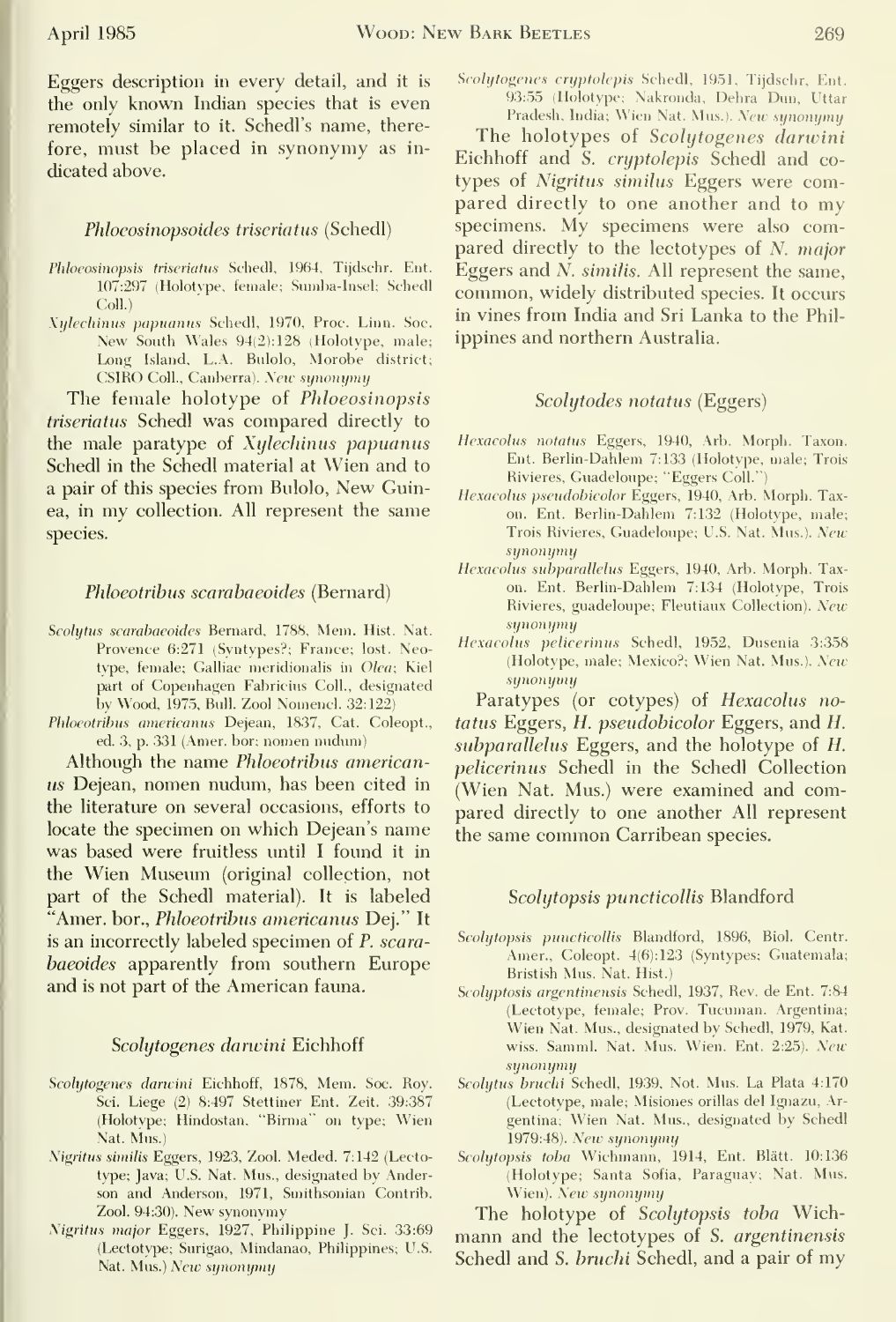Eggers description in every detail, and it is the only known Indian species that is even remotely similar to it. Schedl's name, therefore, must be placed in synonymy as indicated above.

### *Phloeosinopsoides triseriatus* (Schedl)

*Phloeosinopsis triseriatus* Schedl, 1964, Tijdschr. Ent. 107:297 (Holotype, female; Sumba-Insel; Schedl Coll.)

*Xylechinus papuanus* Schedl, 1970, Proc. Linn. Soc. New South Wales 94(2):128 (Holotype, male; Long Island, L.A. Bulolo, Morobe district; CSIRO Coll., Canberra). *New synonymy*

The female holotype of *Phloeosinopsis triseriatus* Schedl was compared directly to the male paratype of *Xylechinus papuanus* Schedl in the Schedl material at Wien and to a pair of this species from Bulolo, New Guinea, in my collection. All represent the same species.

### *Phloeotribus scarabaeoides* (Bernard)

*Scolytus scarabaeoides* Bernard, 1788, Mem. Hist. Nat. Provence 6:271 (Syntypes?; France; lost. Neotype, female; Galliae meridionalis in *Olea*; Kiel part of Copenhagen Fabricius Coll., designated by Wood, 1975, Bull. Zool Nomencl. 32:122)

*Phloeotribus americanus* Dejean, 1837, Cat. Coleopt., ed. 3, p. 331 (Amer. bor; nomen nudum)

Although the name *Phloeotribus americanus* Dejean, nomen nudum, has been cited in the literature on several occasions, efforts to locate the specimen on which Dejean's name was based were fruitless until I found it in the Wien Museum (original collection, not part of the Schedl material). It is labeled "Amer. bor., *Phloeotribus americanus* Dej." It is an incorrectly labeled specimen of *P. scarabaeoides* apparently from southern Europe and is not part of the American fauna.

### *Scolytogenes darwini* Eichhoff

*Scolytogenes darwini* Eichhoff, 1878, Mem. Soc. Roy. Sci. Liege (2) 8:497 Stettiner Ent. Zeit. 39:387 (Holotype; Hindostan. "Birma" on type; Wien Nat. Mus.)

*Nigritus similis* Eggers, 1923, Zool. Meded. 7:142 (Lectotype; Java; U.S. Nat. Mus., designated by Anderson and Anderson, 1971, Smithsonian Contrib. Zool. 94:30). New synonymy

*Nigritus major* Eggers, 1927, Philippine J. Sci. 33:69 (Lectotype; Surigao, Mindanao, Philippines; U.S. Nat. Mus.) *New synonymy*

*Scolytogenes cryptolepis* Schedl, 1951, Tijdschr. Ent. 93:55 (Holotype; Nakronda, Dehra Dun, Uttar Pradesh, India; Wien Nat. Mus.). *New synonymy*

The holotypes of *Scolytogenes darwini* Eichhoff and *S. cryptolepis* Schedl and cotypes of *Nigritus similus* Eggers were compared directly to one another and to my specimens. My specimens were also compared directly to the lectotypes of *N. major* Eggers and *N. similis*. All represent the same, common, widely distributed species. It occurs in vines from India and Sri Lanka to the Philippines and northern Australia.

### *Scolytodes notatus* (Eggers)

*Hexacolus notatus* Eggers, 1940, Arb. Morph. Taxon. Ent. Berlin-Dahlem 7:133 (Holotype, male; Trois Rivieres, Guadeloupe; "Eggers Coll.")

*Hexacolus pseudobicolor* Eggers, 1940, Arb. Morph. Taxon. Ent. Berlin-Dahlem 7:132 (Holotype, male; Trois Rivieres, Guadeloupe; U.S. Nat. Mus.). *New synonymy*

*Hexacolus subparallelus* Eggers, 1940, Arb. Morph. Taxon. Ent. Berlin-Dahlem 7:134 (Holotype, Trois Rivieres, guadeloupe; Fleutiaux Collection). *New synonymy*

*Hexacolus pelicerinus* Schedl, 1952, Dusenia 3:358 (Holotype, male; Mexico?; Wien Nat. Mus.). *New synonymy*

Paratypes (or cotypes) of *Hexacolus notatus* Eggers, *H. pseudobicolor* Eggers, and *H. subparallelus* Eggers, and the holotype of *H. pelicerinus* Schedl in the Schedl Collection (Wien Nat. Mus.) were examined and compared directly to one another All represent the same common Carribean species.

### *Scolytopsis puncticollis* Blandford

*Scolytopsis puncticollis* Blandford, 1896, Biol. Centr. Amer., Coleopt. 4(6):123 (Syntypes; Guatemala; Bristish Mus. Nat. Hist.)

*Scolyptosis argentinensis* Schedl, 1937, Rev. de Ent. 7:84 (Lectotype, female; Prov. Tucuman. Argentina; Wien Nat. Mus., designated by Schedl, 1979, Kat. wiss. Samml. Nat. Mus. Wien. Ent. 2:25). *New synonymy*

*Scolytus bruchi* Schedl, 1939, Not. Mus. La Plata 4:170 (Lectotype, male; Misiones orillas del Ignazu, Argentina; Wien Nat. Mus., designated by Schedl 1979:48). *New synonymy*

*Scolytopsis toba* Wichmann, 1914, Ent. Blätt. 10:136 (Holotype; Santa Sofia, Paraguay; Nat. Mus. Wien). *New synonymy*

The holotype of *Scolytopsis toba* Wichmann and the lectotypes of *S. argentinensis* Schedl and *S. bruchi* Schedl, and a pair of my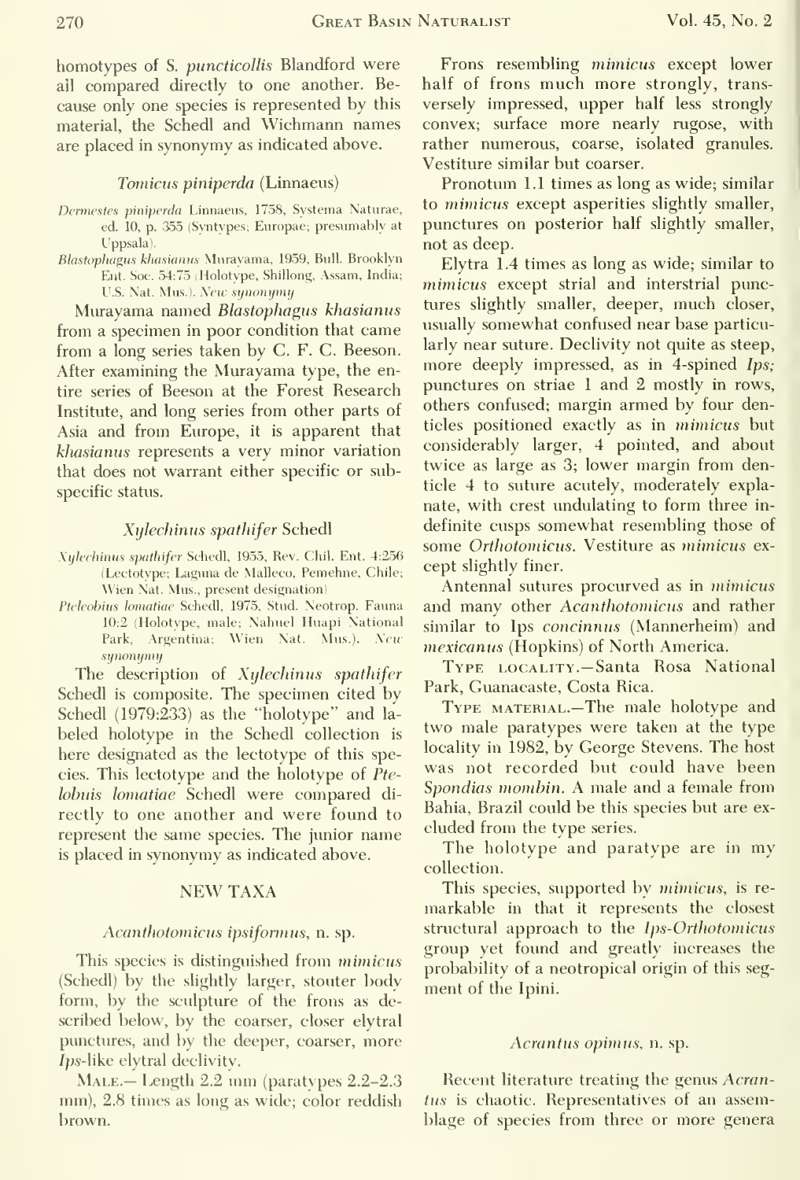homotypes of S. *puncticollis* Blandford were all compared directly to one another. Because only one species is represented by this material, the Schedl and Wichmann names are placed in synonymy as indicated above.

### *Tomicus piniperda* (Linnaeus)

*Dermestes piniperda* Linnaeus, 1758, Systema Naturae, ed. 10, p. 355 (Syntypes; Europae; presumably at Uppsala).

*Blastophagus khasianus* Murayama, 1959, Bull. Brooklyn Ent. Soc. 54:75 (Holotype, Shillong, Assam, India; U.S. Nat. Mus.). *New synonymy*

Murayama named *Blastophagus khasianus* from a specimen in poor condition that came from a long series taken by C. F. C. Beeson. After examining the Murayama type, the entire series of Beeson at the Forest Research Institute, and long series from other parts of Asia and from Europe, it is apparent that *khasianus* represents a very minor variation that does not warrant either specific or subspecific status.

### *Xylechinus spathifer* Schedl

*Xylechinus spathifer* Schedl, 1955, Rev. Chil. Ent. 4:256 (Lectotype; Laguna de Malleco, Pemehne, Chile; Wien Nat. Mus., present designation)

*Pteleobius lomatiae* Schedl, 1975, Stud. Neotrop. Fauna 10:2 (Holotype, male; Nahuel Huapi National Park, Argentina; Wien Nat. Mus.). *New synonymy*

The description of *Xylechinus spathifer* Schedl is composite. The specimen cited by Schedl (1979:233) as the "holotype" and labeled holotype in the Schedl collection is here designated as the lectotype of this species. This lectotype and the holotype of *Ptelobuis lomatiae* Schedl were compared directly to one another and were found to represent the same species. The junior name is placed in synonymy as indicated above.

## NEW TAXA

### *Acanthotomicus ipsiformus*, n. sp.

This species is distinguished from *mimicus* (Schedl) by the slightly larger, stouter body form, by the sculpture of the frons as described below, by the coarser, closer elytral punctures, and by the deeper, coarser, more *Ips*-like elytral declivity.

MALE.— Length 2.2 mm (paratypes 2.2–2.3 mm), 2.8 times as long as wide; color reddish brown.

Frons resembling *mimicus* except lower half of frons much more strongly, transversely impressed, upper half less strongly convex; surface more nearly rugose, with rather numerous, coarse, isolated granules. Vestiture similar but coarser.

Pronotum 1.1 times as long as wide; similar to *mimicus* except asperities slightly smaller, punctures on posterior half slightly smaller, not as deep.

Elytra 1.4 times as long as wide; similar to *mimicus* except strial and interstrial punctures slightly smaller, deeper, much closer, usually somewhat confused near base particularly near suture. Declivity not quite as steep, more deeply impressed, as in 4-spined *Ips*; punctures on striae 1 and 2 mostly in rows, others confused; margin armed by four denticles positioned exactly as in *mimicus* but considerably larger, 4 pointed, and about twice as large as 3; lower margin from denticle 4 to suture acutely, moderately explanate, with crest undulating to form three indefinite cusps somewhat resembling those of some *Orthotomicus*. Vestiture as *mimicus* except slightly finer.

Antennal sutures procurved as in *mimicus* and many other *Acanthotomicus* and rather similar to Ips *concinnus* (Mannerheim) and *mexicanus* (Hopkins) of North America.

TYPE LOCALITY.—Santa Rosa National Park, Guanacaste, Costa Rica.

TYPE MATERIAL.—The male holotype and two male paratypes were taken at the type locality in 1982, by George Stevens. The host was not recorded but could have been *Spondias mombin*. A male and a female from Bahia, Brazil could be this species but are excluded from the type series.

The holotype and paratype are in my collection.

This species, supported by *mimicus*, is remarkable in that it represents the closest structural approach to the *Ips-Orthotomicus* group yet found and greatly increases the probability of a neotropical origin of this segment of the Ipini.

### *Acrantus opimus*, n. sp.

Recent literature treating the genus *Acrantus* is chaotic. Representatives of an assemblage of species from three or more genera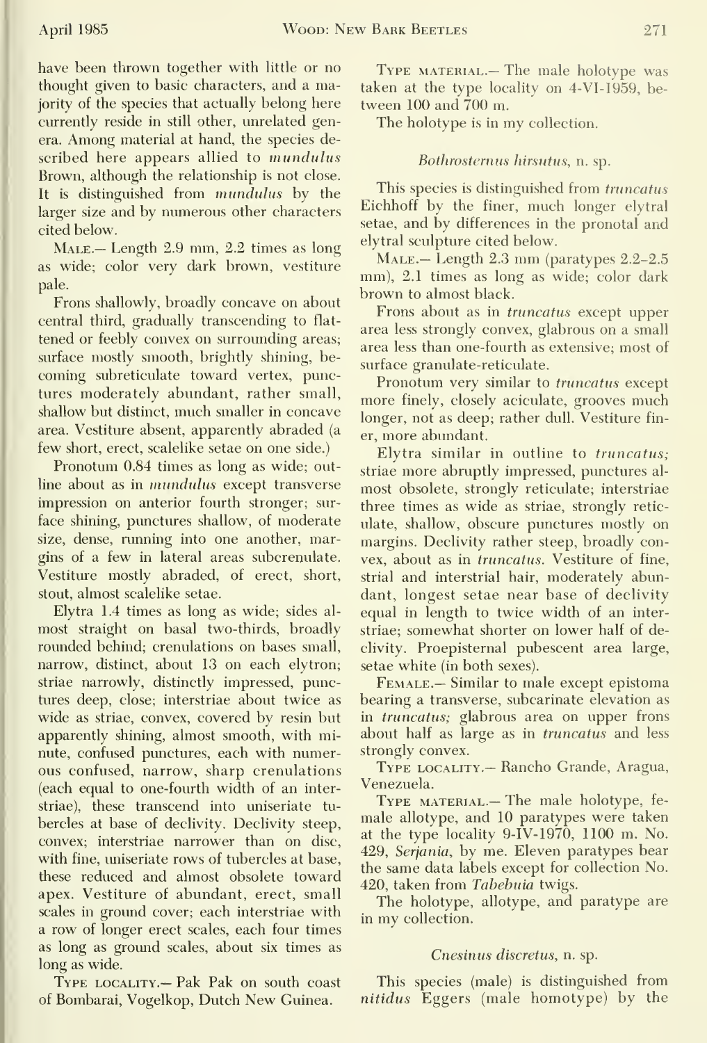have been thrown together with little or no thought given to basic characters, and a majority of the species that actually belong here currently reside in still other, unrelated genera. Among material at hand, the species described here appears allied to *mundulus* Brown, although the relationship is not close. It is distinguished from *mundulus* by the larger size and by numerous other characters cited below.

MALE.— Length 2.9 mm, 2.2 times as long as wide; color very dark brown, vestiture pale.

Frons shallowly, broadly concave on about central third, gradually transcending to flattened or feebly convex on surrounding areas; surface mostly smooth, brightly shining, becoming subreticulate toward vertex, punctures moderately abundant, rather small, shallow but distinct, much smaller in concave area. Vestiture absent, apparently abraded (a few short, erect, scalelike setae on one side.)

Pronotum 0.84 times as long as wide; outline about as in *mundulus* except transverse impression on anterior fourth stronger; surface shining, punctures shallow, of moderate size, dense, running into one another, margins of a few in lateral areas subcrenulate. Vestiture mostly abraded, of erect, short, stout, almost scalelike setae.

Elytra 1.4 times as long as wide; sides almost straight on basal two-thirds, broadly rounded behind; crenulations on bases small, narrow, distinct, about 13 on each elytron; striae narrowly, distinctly impressed, punctures deep, close; interstriae about twice as wide as striae, convex, covered by resin but apparently shining, almost smooth, with minute, confused punctures, each with numerous confused, narrow, sharp crenulations (each equal to one-fourth width of an interstriae), these transcend into uniseriate tubercles at base of declivity. Declivity steep, convex; interstriae narrower than on disc, with fine, uniseriate rows of tubercles at base, these reduced and almost obsolete toward apex. Vestiture of abundant, erect, small scales in ground cover; each interstriae with a row of longer erect scales, each four times as long as ground scales, about six times as long as wide.

TYPE LOCALITY.— Pak Pak on south coast of Bombarai, Vogelkop, Dutch New Guinea.

TYPE MATERIAL.— The male holotype was taken at the type locality on 4-VI-1959, between 100 and 700 m.

The holotype is in my collection.

### *Bothrosternus hirsutus*, n. sp.

This species is distinguished from *truncatus* Eichhoff by the finer, much longer elytral setae, and by differences in the pronotal and elytral sculpture cited below.

MALE.— Length 2.3 mm (paratypes 2.2–2.5 mm), 2.1 times as long as wide; color dark brown to almost black.

Frons about as in *truncatus* except upper area less strongly convex, glabrous on a small area less than one-fourth as extensive; most of surface granulate-reticulate.

Pronotum very similar to *truncatus* except more finely, closely aciculate, grooves much longer, not as deep; rather dull. Vestiture finer, more abundant.

Elytra similar in outline to *truncatus;* striae more abruptly impressed, punctures almost obsolete, strongly reticulate; interstriae three times as wide as striae, strongly reticulate, shallow, obscure punctures mostly on margins. Declivity rather steep, broadly convex, about as in *truncatus*. Vestiture of fine, strial and interstrial hair, moderately abundant, longest setae near base of declivity equal in length to twice width of an interstriae; somewhat shorter on lower half of declivity. Proepisternal pubescent area large, setae white (in both sexes).

FEMALE.— Similar to male except epistoma bearing a transverse, subcarinate elevation as in *truncatus;* glabrous area on upper frons about half as large as in *truncatus* and less strongly convex.

TYPE LOCALITY.— Rancho Grande, Aragua, Venezuela.

TYPE MATERIAL.— The male holotype, female allotype, and 10 paratypes were taken at the type locality 9-IV-1970, 1100 m. No. 429, *Serjania*, by me. Eleven paratypes bear the same data labels except for collection No. 420, taken from *Tabebuia* twigs.

The holotype, allotype, and paratype are in my collection.

### *Cnesinus discretus*, n. sp.

This species (male) is distinguished from *nitidus* Eggers (male homotype) by the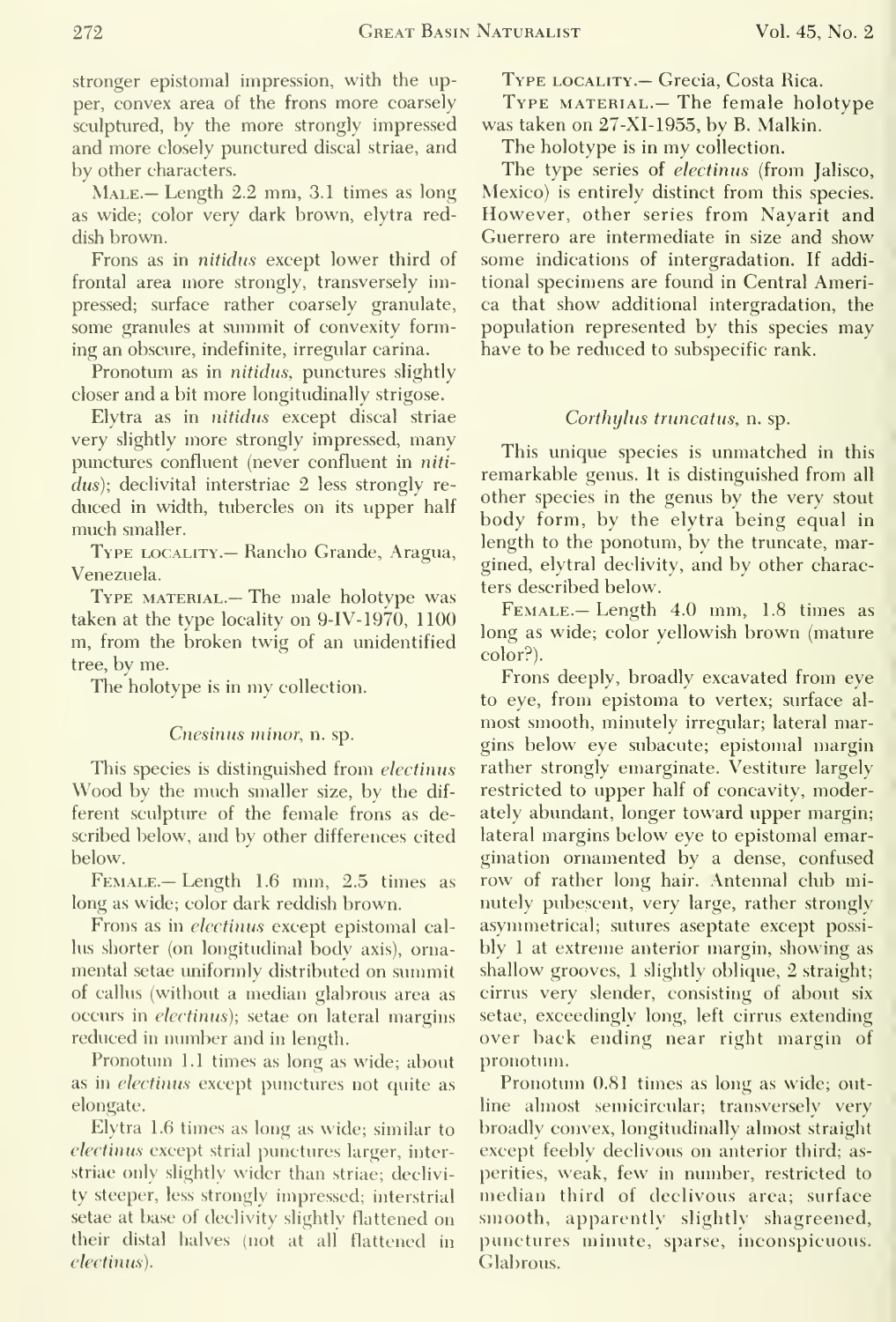stronger epistomal impression, with the upper, convex area of the frons more coarsely sculptured, by the more strongly impressed and more closely punctured discal striae, and by other characters.

MALE.— Length 2.2 mm, 3.1 times as long as wide; color very dark brown, elytra reddish brown.

Frons as in *nitidus* except lower third of frontal area more strongly, transversely impressed; surface rather coarsely granulate, some granules at summit of convexity forming an obscure, indefinite, irregular carina.

Pronotum as in *nitidus*, punctures slightly closer and a bit more longitudinally strigose.

Elytra as in *nitidus* except discal striae very slightly more strongly impressed, many punctures confluent (never confluent in *nitidus*); declivital interstriae 2 less strongly reduced in width, tubercles on its upper half much smaller.

TYPE LOCALITY.— Rancho Grande, Aragua, Venezuela.

TYPE MATERIAL.— The male holotype was taken at the type locality on 9-IV-1970, 1100 m, from the broken twig of an unidentified tree, by me.

The holotype is in my collection.

### *Cnesinus minor*, n. sp.

This species is distinguished from *electinus* Wood by the much smaller size, by the different sculpture of the female frons as described below, and by other differences cited below.

FEMALE.— Length 1.6 mm, 2.5 times as long as wide; color dark reddish brown.

Frons as in *electinus* except epistomal callus shorter (on longitudinal body axis), ornamental setae uniformly distributed on summit of callus (without a median glabrous area as occurs in *electinus*); setae on lateral margins reduced in number and in length.

Pronotum 1.1 times as long as wide; about as in *electinus* except punctures not quite as elongate.

Elytra 1.6 times as long as wide; similar to *electinus* except strial punctures larger, interstriae only slightly wider than striae; declivity steeper, less strongly impressed; interstrial setae at base of declivity slightly flattened on their distal halves (not at all flattened in *electinus*).

TYPE LOCALITY.— Grecia, Costa Rica.

TYPE MATERIAL.— The female holotype was taken on 27-XI-1955, by B. Malkin.

The holotype is in my collection.

The type series of *electinus* (from Jalisco, Mexico) is entirely distinct from this species. However, other series from Nayarit and Guerrero are intermediate in size and show some indications of intergradation. If additional specimens are found in Central America that show additional intergradation, the population represented by this species may have to be reduced to subspecific rank.

### *Corthylus truncatus*, n. sp.

This unique species is unmatched in this remarkable genus. It is distinguished from all other species in the genus by the very stout body form, by the elytra being equal in length to the ponotum, by the truncate, margined, elytral declivity, and by other characters described below.

FEMALE.— Length 4.0 mm, 1.8 times as long as wide; color yellowish brown (mature color?).

Frons deeply, broadly excavated from eye to eye, from epistoma to vertex; surface almost smooth, minutely irregular; lateral margins below eye subacute; epistomal margin rather strongly emarginate. Vestiture largely restricted to upper half of concavity, moderately abundant, longer toward upper margin; lateral margins below eye to epistomal emargination ornamented by a dense, confused row of rather long hair. Antennal club minutely pubescent, very large, rather strongly asymmetrical; sutures aseptate except possibly 1 at extreme anterior margin, showing as shallow grooves, 1 slightly oblique, 2 straight; cirrus very slender, consisting of about six setae, exceedingly long, left cirrus extending over back ending near right margin of pronotum.

Pronotum 0.81 times as long as wide; outline almost semicircular; transversely very broadly convex, longitudinally almost straight except feebly declivous on anterior third; asperities, weak, few in number, restricted to median third of declivous area; surface smooth, apparently slightly shagreened, punctures minute, sparse, inconspicuous. Glabrous.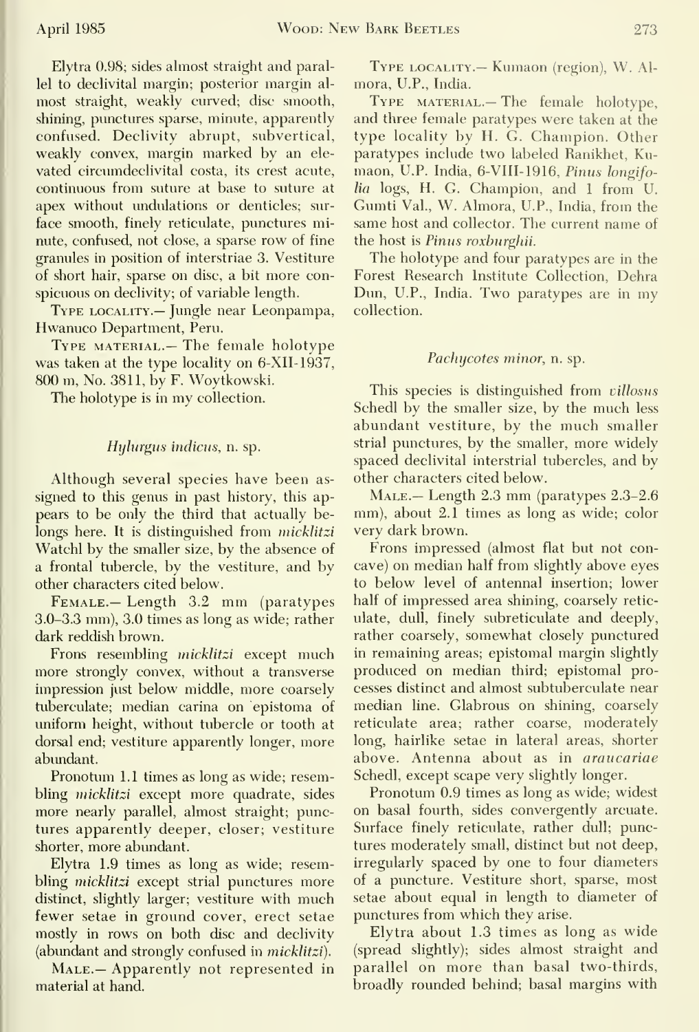Elytra 0.98; sides almost straight and parallel to declivital margin; posterior margin almost straight, weakly curved; disc smooth, shining, punctures sparse, minute, apparently confused. Declivity abrupt, subvertical, weakly convex, margin marked by an elevated circumdeclivital costa, its crest acute, continuous from suture at base to suture at apex without undulations or denticles; surface smooth, finely reticulate, punctures minute, confused, not close, a sparse row of fine granules in position of interstriae 3. Vestiture of short hair, sparse on disc, a bit more conspicuous on declivity; of variable length.

Type locality.— Jungle near Leonpampa, Hwanuco Department, Peru.

Type material.— The female holotype was taken at the type locality on 6-XII-1937, 800 m, No. 3811, by F. Woytkowski.

The holotype is in my collection.

### *Hylurgus indicus*, n. sp.

Although several species have been assigned to this genus in past history, this appears to be only the third that actually belongs here. It is distinguished from *micklitzi* Watchl by the smaller size, by the absence of a frontal tubercle, by the vestiture, and by other characters cited below.

Female.— Length 3.2 mm (paratypes 3.0–3.3 mm), 3.0 times as long as wide; rather dark reddish brown.

Frons resembling *micklitzi* except much more strongly convex, without a transverse impression just below middle, more coarsely tuberculate; median carina on epistoma of uniform height, without tubercle or tooth at dorsal end; vestiture apparently longer, more abundant.

Pronotum 1.1 times as long as wide; resembling *micklitzi* except more quadrate, sides more nearly parallel, almost straight; punctures apparently deeper, closer; vestiture shorter, more abundant.

Elytra 1.9 times as long as wide; resembling *micklitzi* except strial punctures more distinct, slightly larger; vestiture with much fewer setae in ground cover, erect setae mostly in rows on both disc and declivity (abundant and strongly confused in *micklitzi*).

Male.— Apparently not represented in material at hand.

Type locality.— Kumaon (region), W. Almora, U.P., India.

Type material.— The female holotype, and three female paratypes were taken at the type locality by H. G. Champion. Other paratypes include two labeled Ranikhet, Kumaon, U.P. India, 6-VIII-1916, *Pinus longifolia* logs, H. G. Champion, and 1 from U. Gumti Val., W. Almora, U.P., India, from the same host and collector. The current name of the host is *Pinus roxburghii*.

The holotype and four paratypes are in the Forest Research Institute Collection, Dehra Dun, U.P., India. Two paratypes are in my collection.

### *Pachycotes minor*, n. sp.

This species is distinguished from *villosus* Schedl by the smaller size, by the much less abundant vestiture, by the much smaller strial punctures, by the smaller, more widely spaced declivital interstrial tubercles, and by other characters cited below.

Male.— Length 2.3 mm (paratypes 2.3–2.6 mm), about 2.1 times as long as wide; color very dark brown.

Frons impressed (almost flat but not concave) on median half from slightly above eyes to below level of antennal insertion; lower half of impressed area shining, coarsely reticulate, dull, finely subreticulate and deeply, rather coarsely, somewhat closely punctured in remaining areas; epistomal margin slightly produced on median third; epistomal processes distinct and almost subtuberculate near median line. Glabrous on shining, coarsely reticulate area; rather coarse, moderately long, hairlike setae in lateral areas, shorter above. Antenna about as in *araucariae* Schedl, except scape very slightly longer.

Pronotum 0.9 times as long as wide; widest on basal fourth, sides convergently arcuate. Surface finely reticulate, rather dull; punctures moderately small, distinct but not deep, irregularly spaced by one to four diameters of a puncture. Vestiture short, sparse, most setae about equal in length to diameter of punctures from which they arise.

Elytra about 1.3 times as long as wide (spread slightly); sides almost straight and parallel on more than basal two-thirds, broadly rounded behind; basal margins with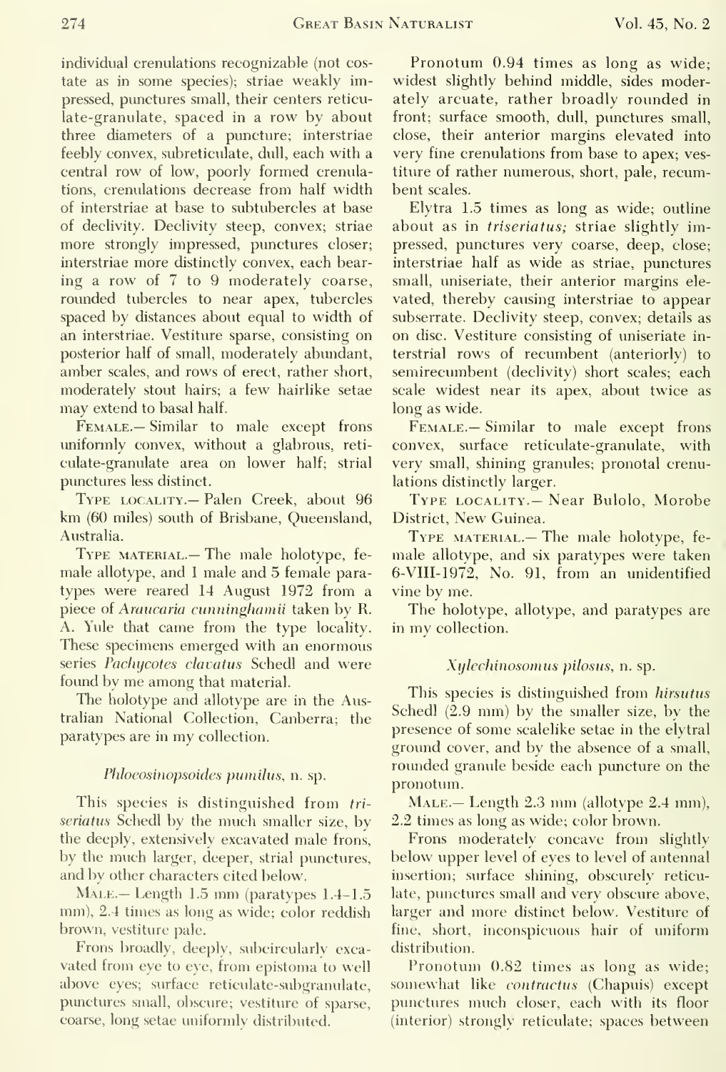individual crenulations recognizable (not costate as in some species); striae weakly impressed, punctures small, their centers reticulate-granulate, spaced in a row by about three diameters of a puncture; interstriae feebly convex, subreticulate, dull, each with a central row of low, poorly formed crenulations, crenulations decrease from half width of interstriae at base to subtubercles at base of declivity. Declivity steep, convex; striae more strongly impressed, punctures closer; interstriae more distinctly convex, each bearing a row of 7 to 9 moderately coarse, rounded tubercles to near apex, tubercles spaced by distances about equal to width of an interstriae. Vestiture sparse, consisting on posterior half of small, moderately abundant, amber scales, and rows of erect, rather short, moderately stout hairs; a few hairlike setae may extend to basal half.

Female.— Similar to male except frons uniformly convex, without a glabrous, reticulate-granulate area on lower half; strial punctures less distinct.

Type locality.— Palen Creek, about 96 km (60 miles) south of Brisbane, Queensland, Australia.

Type material.— The male holotype, female allotype, and 1 male and 5 female paratypes were reared 14 August 1972 from a piece of *Araucaria cunninghamii* taken by R. A. Yule that came from the type locality. These specimens emerged with an enormous series *Pachycotes clavatus* Schedl and were found by me among that material.

The holotype and allotype are in the Australian National Collection, Canberra; the paratypes are in my collection.

### *Phloeosinopsoides pumilus*, n. sp.

This species is distinguished from *triseriatus* Schedl by the much smaller size, by the deeply, extensively excavated male frons, by the much larger, deeper, strial punctures, and by other characters cited below.

Male.— Length 1.5 mm (paratypes 1.4–1.5 mm), 2.4 times as long as wide; color reddish brown, vestiture pale.

Frons broadly, deeply, subcircularly excavated from eye to eye, from epistoma to well above eyes; surface reticulate-subgranulate, punctures small, obscure; vestiture of sparse, coarse, long setae uniformly distributed.

Pronotum 0.94 times as long as wide; widest slightly behind middle, sides moderately arcuate, rather broadly rounded in front; surface smooth, dull, punctures small, close, their anterior margins elevated into very fine crenulations from base to apex; vestiture of rather numerous, short, pale, recumbent scales.

Elytra 1.5 times as long as wide; outline about as in *triseriatus*; striae slightly impressed, punctures very coarse, deep, close; interstriae half as wide as striae, punctures small, uniseriate, their anterior margins elevated, thereby causing interstriae to appear subserrate. Declivity steep, convex; details as on disc. Vestiture consisting of uniseriate interstrial rows of recumbent (anteriorly) to semirecumbent (declivity) short scales; each scale widest near its apex, about twice as long as wide.

Female.— Similar to male except frons convex, surface reticulate-granulate, with very small, shining granules; pronotal crenulations distinctly larger.

Type locality.— Near Bulolo, Morobe District, New Guinea.

Type material.— The male holotype, female allotype, and six paratypes were taken 6-VIII-1972, No. 91, from an unidentified vine by me.

The holotype, allotype, and paratypes are in my collection.

### *Xylechinosomus pilosus*, n. sp.

This species is distinguished from *hirsutus* Schedl (2.9 mm) by the smaller size, by the presence of some scalelike setae in the elytral ground cover, and by the absence of a small, rounded granule beside each puncture on the pronotum.

Male.— Length 2.3 mm (allotype 2.4 mm), 2.2 times as long as wide; color brown.

Frons moderately concave from slightly below upper level of eyes to level of antennal insertion; surface shining, obscurely reticulate, punctures small and very obscure above, larger and more distinct below. Vestiture of fine, short, inconspicuous hair of uniform distribution.

Pronotum 0.82 times as long as wide; somewhat like *contractus* (Chapuis) except punctures much closer, each with its floor (interior) strongly reticulate; spaces between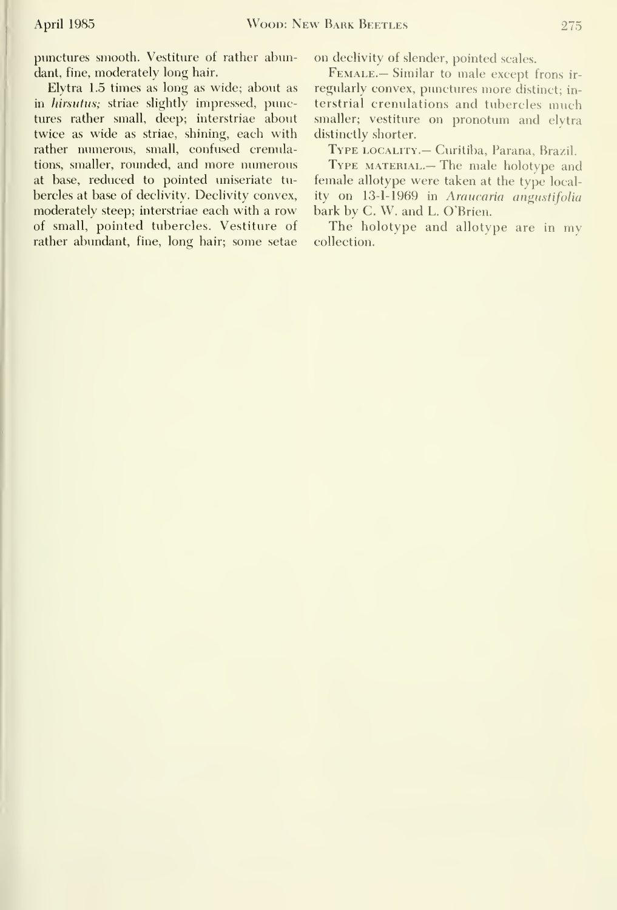punctures smooth. Vestiture of rather abundant, fine, moderately long hair.

Elytra 1.5 times as long as wide; about as in *hirsutus;* striae slightly impressed, punctures rather small, deep; interstriae about twice as wide as striae, shining, each with rather numerous, small, confused crenulations, smaller, rounded, and more numerous at base, reduced to pointed uniseriate tubercles at base of declivity. Declivity convex, moderately steep; interstriae each with a row of small, pointed tubercles. Vestiture of rather abundant, fine, long hair; some setae on declivity of slender, pointed scales.

Female.— Similar to male except frons irregularly convex, punctures more distinct; interstrial crenulations and tubercles much smaller; vestiture on pronotum and elytra distinctly shorter.

Type locality.— Curitiba, Parana, Brazil.

Type material.— The male holotype and female allotype were taken at the type locality on 13-1-1969 in *Araucaria angustifolia* bark by C. W. and L. O'Brien.

The holotype and allotype are in my collection.